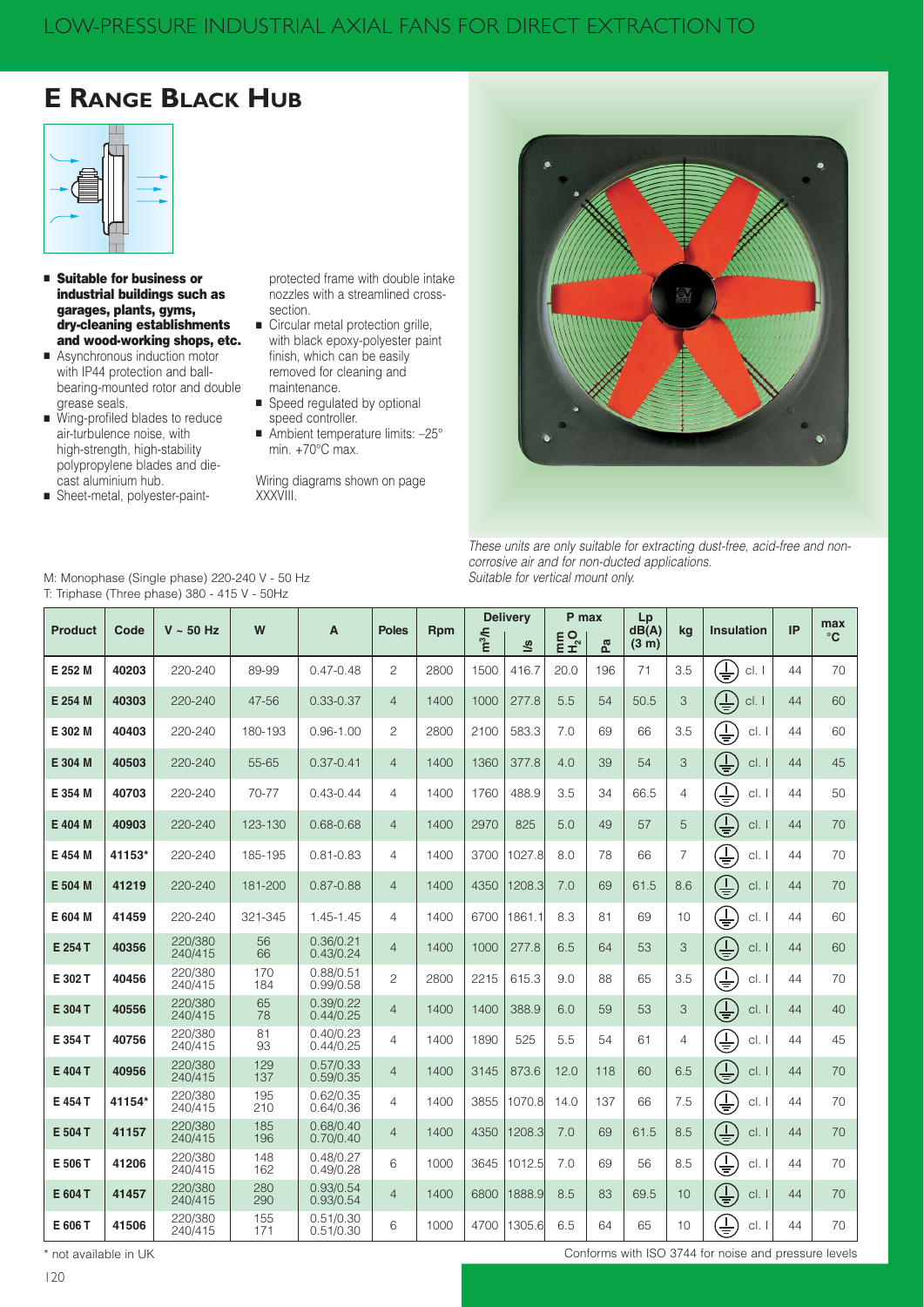# LOW-PRESSURE INDUSTRIAL AXIAL FANS FOR DIRECT EXTRACTION TO

## E RANGE BLACK HUB

- **Suitable for business or industrial buildings such as garages, plants, gyms, dry-cleaning establishments and wood-working shops, etc.**
- Asynchronous induction motor with IP44 protection and ball-bearing-mounted rotor and double grease seals.
- Wing-profiled blades to reduce air-turbulence noise, with high-strength, high-stability polypropylene blades and die-cast aluminium hub.
- Sheet-metal, polyester-paint-protected frame with double intake nozzles with a streamlined cross-section.
- Circular metal protection grille, with black epoxy-polyester paint finish, which can be easily removed for cleaning and maintenance.
- Speed regulated by optional speed controller.
- Ambient temperature limits: –25° min. +70°C max.

Wiring diagrams shown on page XXXVIII.

*These units are only suitable for extracting dust-free, acid-free and non-corrosive air and for non-ducted applications. Suitable for vertical mount only.*

M: Monophase (Single phase) 220-240 V - 50 Hz
T: Triphase (Three phase) 380 - 415 V - 50Hz

| Product | Code | V ~ 50 Hz | W | A | Poles | Rpm | Delivery | | P max | | Lp dB(A) (3 m) | kg | Insulation | IP | max °C |
|---|---|---|---|---|---|---|---|---|---|---|---|---|---|---|---|
| | | | | | | | $m^3/h$ | l/s | mm $H_2O$ | Pa | | | | | |
| **E 252 M** | **40203** | 220-240 | 89-99 | 0.47-0.48 | 2 | 2800 | 1500 | 416.7 | 20.0 | 196 | 71 | 3.5 | cl. I | 44 | 70 |
| **E 254 M** | **40303** | 220-240 | 47-56 | 0.33-0.37 | 4 | 1400 | 1000 | 277.8 | 5.5 | 54 | 50.5 | 3 | cl. I | 44 | 60 |
| **E 302 M** | **40403** | 220-240 | 180-193 | 0.96-1.00 | 2 | 2800 | 2100 | 583.3 | 7.0 | 69 | 66 | 3.5 | cl. I | 44 | 60 |
| **E 304 M** | **40503** | 220-240 | 55-65 | 0.37-0.41 | 4 | 1400 | 1360 | 377.8 | 4.0 | 39 | 54 | 3 | cl. I | 44 | 45 |
| **E 354 M** | **40703** | 220-240 | 70-77 | 0.43-0.44 | 4 | 1400 | 1760 | 488.9 | 3.5 | 34 | 66.5 | 4 | cl. I | 44 | 50 |
| **E 404 M** | **40903** | 220-240 | 123-130 | 0.68-0.68 | 4 | 1400 | 2970 | 825 | 5.0 | 49 | 57 | 5 | cl. I | 44 | 70 |
| **E 454 M** | **41153*** | 220-240 | 185-195 | 0.81-0.83 | 4 | 1400 | 3700 | 1027.8 | 8.0 | 78 | 66 | 7 | cl. I | 44 | 70 |
| **E 504 M** | **41219** | 220-240 | 181-200 | 0.87-0.88 | 4 | 1400 | 4350 | 1208.3 | 7.0 | 69 | 61.5 | 8.6 | cl. I | 44 | 70 |
| **E 604 M** | **41459** | 220-240 | 321-345 | 1.45-1.45 | 4 | 1400 | 6700 | 1861.1 | 8.3 | 81 | 69 | 10 | cl. I | 44 | 60 |
| **E 254 T** | **40356** | 220/380 240/415 | 56 66 | 0.36/0.21 0.43/0.24 | 4 | 1400 | 1000 | 277.8 | 6.5 | 64 | 53 | 3 | cl. I | 44 | 60 |
| **E 302 T** | **40456** | 220/380 240/415 | 170 184 | 0.88/0.51 0.99/0.58 | 2 | 2800 | 2215 | 615.3 | 9.0 | 88 | 65 | 3.5 | cl. I | 44 | 70 |
| **E 304 T** | **40556** | 220/380 240/415 | 65 78 | 0.39/0.22 0.44/0.25 | 4 | 1400 | 1400 | 388.9 | 6.0 | 59 | 53 | 3 | cl. I | 44 | 40 |
| **E 354 T** | **40756** | 220/380 240/415 | 81 93 | 0.40/0.23 0.44/0.25 | 4 | 1400 | 1890 | 525 | 5.5 | 54 | 61 | 4 | cl. I | 44 | 45 |
| **E 404 T** | **40956** | 220/380 240/415 | 129 137 | 0.57/0.33 0.59/0.35 | 4 | 1400 | 3145 | 873.6 | 12.0 | 118 | 60 | 6.5 | cl. I | 44 | 70 |
| **E 454 T** | **41154*** | 220/380 240/415 | 195 210 | 0.62/0.35 0.64/0.36 | 4 | 1400 | 3855 | 1070.8 | 14.0 | 137 | 66 | 7.5 | cl. I | 44 | 70 |
| **E 504 T** | **41157** | 220/380 240/415 | 185 196 | 0.68/0.40 0.70/0.40 | 4 | 1400 | 4350 | 1208.3 | 7.0 | 69 | 61.5 | 8.5 | cl. I | 44 | 70 |
| **E 506 T** | **41206** | 220/380 240/415 | 148 162 | 0.48/0.27 0.49/0.28 | 6 | 1000 | 3645 | 1012.5 | 7.0 | 69 | 56 | 8.5 | cl. I | 44 | 70 |
| **E 604 T** | **41457** | 220/380 240/415 | 280 290 | 0.93/0.54 0.93/0.54 | 4 | 1400 | 6800 | 1888.9 | 8.5 | 83 | 69.5 | 10 | cl. I | 44 | 70 |
| **E 606 T** | **41506** | 220/380 240/415 | 155 171 | 0.51/0.30 0.51/0.30 | 6 | 1000 | 4700 | 1305.6 | 6.5 | 64 | 65 | 10 | cl. I | 44 | 70 |

\* not available in UK

Conforms with ISO 3744 for noise and pressure levels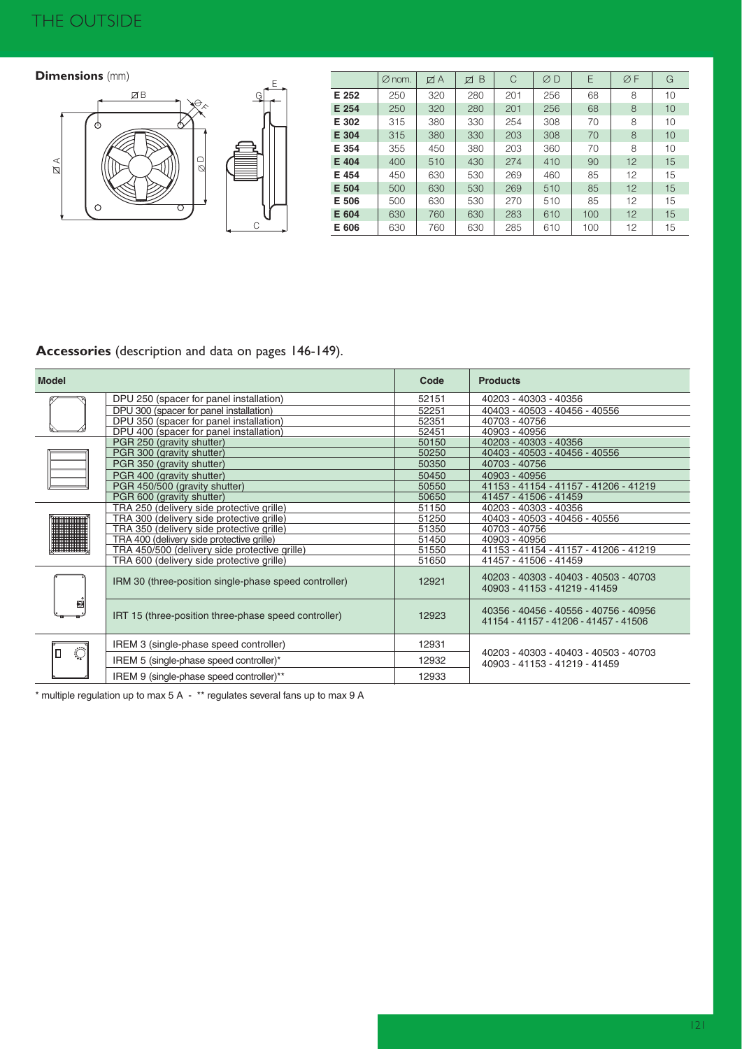## Dimensions (mm)

|  | Ø nom. | ⊠ A | ⊠ B | C | Ø D | E | Ø F | G |
|---|---|---|---|---|---|---|---|---|
| **E 252** | 250 | 320 | 280 | 201 | 256 | 68 | 8 | 10 |
| **E 254** | 250 | 320 | 280 | 201 | 256 | 68 | 8 | 10 |
| **E 302** | 315 | 380 | 330 | 254 | 308 | 70 | 8 | 10 |
| **E 304** | 315 | 380 | 330 | 203 | 308 | 70 | 8 | 10 |
| **E 354** | 355 | 450 | 380 | 203 | 360 | 70 | 8 | 10 |
| **E 404** | 400 | 510 | 430 | 274 | 410 | 90 | 12 | 15 |
| **E 454** | 450 | 630 | 530 | 269 | 460 | 85 | 12 | 15 |
| **E 504** | 500 | 630 | 530 | 269 | 510 | 85 | 12 | 15 |
| **E 506** | 500 | 630 | 530 | 270 | 510 | 85 | 12 | 15 |
| **E 604** | 630 | 760 | 630 | 283 | 610 | 100 | 12 | 15 |
| **E 606** | 630 | 760 | 630 | 285 | 610 | 100 | 12 | 15 |

## Accessories (description and data on pages 146-149).

| Model | | Code | Products |
|---|---|---|---|
| | DPU 250 (spacer for panel installation) | 52151 | 40203 - 40303 - 40356 |
| | DPU 300 (spacer for panel installation) | 52251 | 40403 - 40503 - 40456 - 40556 |
| | DPU 350 (spacer for panel installation) | 52351 | 40703 - 40756 |
| | DPU 400 (spacer for panel installation) | 52451 | 40903 - 40956 |
| | PGR 250 (gravity shutter) | 50150 | 40203 - 40303 - 40356 |
| | PGR 300 (gravity shutter) | 50250 | 40403 - 40503 - 40456 - 40556 |
| | PGR 350 (gravity shutter) | 50350 | 40703 - 40756 |
| | PGR 400 (gravity shutter) | 50450 | 40903 - 40956 |
| | PGR 450/500 (gravity shutter) | 50550 | 41153 - 41154 - 41157 - 41206 - 41219 |
| | PGR 600 (gravity shutter) | 50650 | 41457 - 41506 - 41459 |
| | TRA 250 (delivery side protective grille) | 51150 | 40203 - 40303 - 40356 |
| | TRA 300 (delivery side protective grille) | 51250 | 40403 - 40503 - 40456 - 40556 |
| | TRA 350 (delivery side protective grille) | 51350 | 40703 - 40756 |
| | TRA 400 (delivery side protective grille) | 51450 | 40903 - 40956 |
| | TRA 450/500 (delivery side protective grille) | 51550 | 41153 - 41154 - 41157 - 41206 - 41219 |
| | TRA 600 (delivery side protective grille) | 51650 | 41457 - 41506 - 41459 |
| | IRM 30 (three-position single-phase speed controller) | 12921 | 40203 - 40303 - 40403 - 40503 - 40703 40903 - 41153 - 41219 - 41459 |
| | IRT 15 (three-position three-phase speed controller) | 12923 | 40356 - 40456 - 40556 - 40756 - 40956 41154 - 41157 - 41206 - 41457 - 41506 |
| | IREM 3 (single-phase speed controller) | 12931 | 40203 - 40303 - 40403 - 40503 - 40703 40903 - 41153 - 41219 - 41459 |
| | IREM 5 (single-phase speed controller)* | 12932 | |
| | IREM 9 (single-phase speed controller)** | 12933 | |

* multiple regulation up to max 5 A - ** regulates several fans up to max 9 A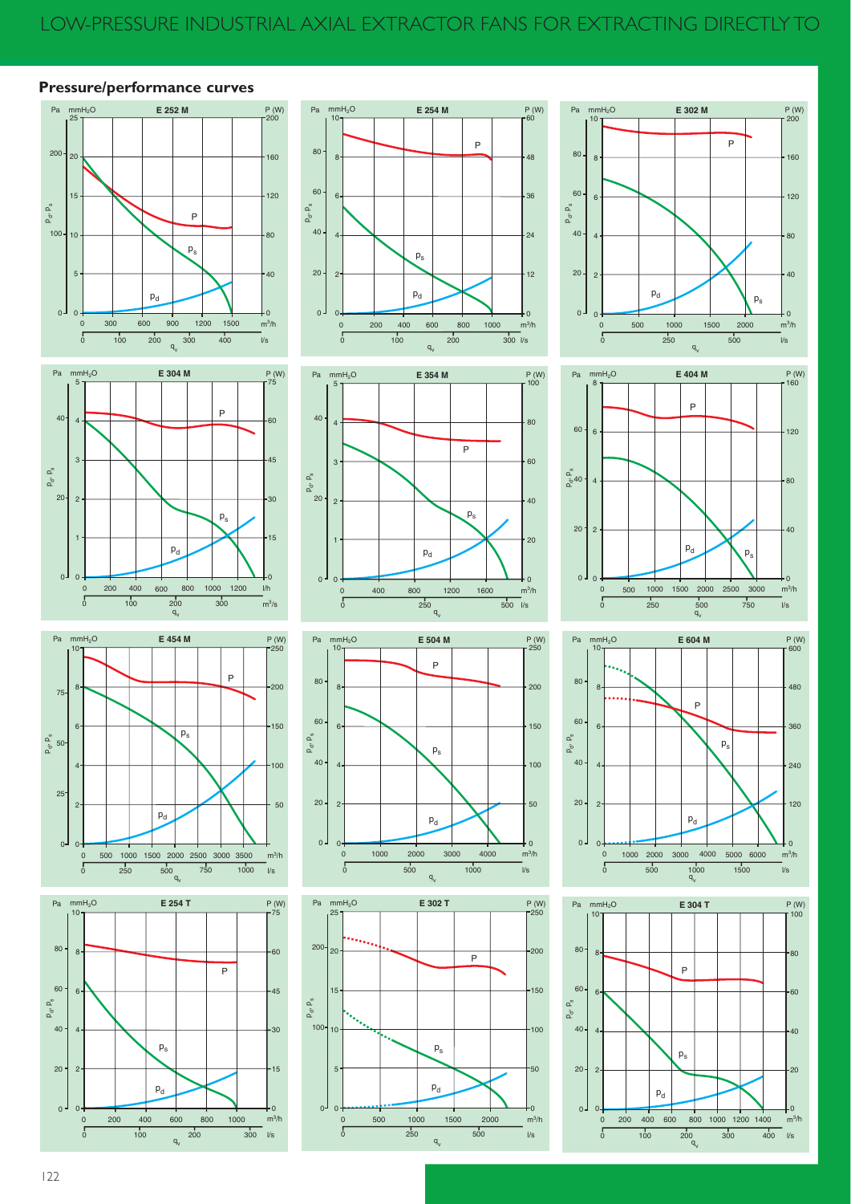# LOW-PRESSURE INDUSTRIAL AXIAL EXTRACTOR FANS FOR EXTRACTING DIRECTLY TO

## Pressure/performance curves

**E 252 M**

Pa mmH₂O — P (W)

$p_d$, $p_s$ — P — $p_s$ — $p_d$

$q_v$: 0 300 600 900 1200 1500 m³/h; 0 100 200 300 400 l/s

**E 254 M**

$q_v$: 0 200 400 600 800 1000 m³/h; 0 100 200 300 l/s

**E 302 M**

$q_v$: 0 500 1000 1500 2000 m³/h; 0 250 500 l/s

**E 304 M**

$q_v$: 0 200 400 600 800 1000 1200 l/h; 0 100 200 300 m³/s

**E 354 M**

$q_v$: 0 400 800 1200 1600 m³/h; 0 250 500 l/s

**E 404 M**

$q_v$: 0 500 1000 1500 2000 2500 3000 m³/h; 0 250 500 750 l/s

**E 454 M**

$q_v$: 0 500 1000 1500 2000 2500 3000 3500 m³/h; 0 250 500 750 1000 l/s

**E 504 M**

$q_v$: 0 1000 2000 3000 4000 m³/h; 0 500 1000 l/s

**E 604 M**

$q_v$: 0 1000 2000 3000 4000 5000 6000 m³/h; 0 500 1000 1500 l/s

**E 254 T**

$q_v$: 0 200 400 600 800 1000 m³/h; 0 100 200 300 l/s

**E 302 T**

$q_v$: 0 500 1000 1500 2000 m³/h; 0 250 500 l/s

**E 304 T**

$q_v$: 0 200 400 600 800 1000 1200 1400 m³/h; 0 100 200 300 400 l/s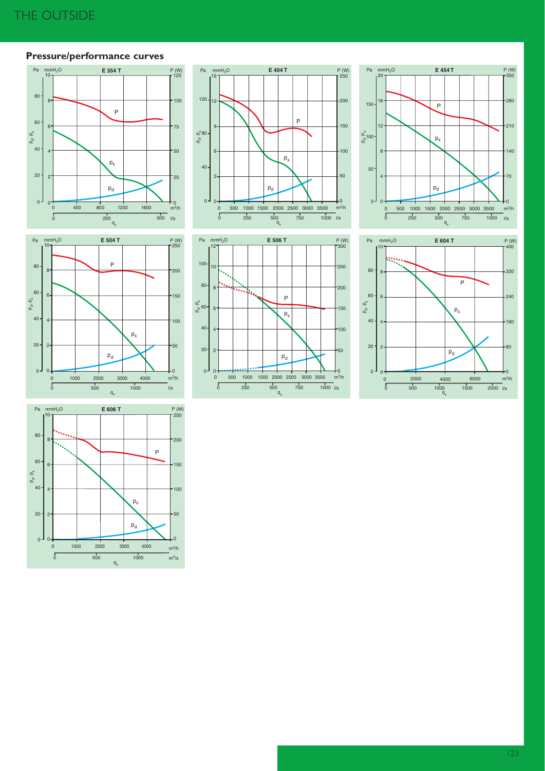## Pressure/performance curves

**E 354 T**

Pa mmH$_2$O P (W)

$p_d$, $p_s$

10 125
80 8 100
60 6 75
40 4 50
20 2 25
0 0 0

P
$p_s$
$p_d$

0 400 800 1200 1600 m$^3$/h
0 250 500 l/s
$q_v$

**E 404 T**

Pa mmH$_2$O P (W)

$p_d$, $p_s$

15 250
120 12 200
9 150
80
6 100
40
3 50
0 0 0

P
$p_s$
$p_d$

0 500 1000 1500 2000 2500 3000 3500 m$^3$/h
0 250 500 750 1000 l/s
$q_v$

**E 454 T**

Pa mmH$_2$O P (W)

$p_d$, $p_s$

20 350
16 280
150
12 210
100
8 140
50
4 70
0 0 0

P
$p_s$
$p_d$

0 500 1000 1500 2000 2500 3000 3500 m$^3$/h
0 250 500 750 1000 l/s
$q_v$

**E 504 T**

Pa mmH$_2$O P (W)

$p_d$, $p_s$

10 250
80 8 200
60 6 150
40 4 100
20 2 50
0 0 0

P
$p_s$
$p_d$

0 1000 2000 3000 4000 m$^3$/h
0 500 1000 l/s
$q_v$

**E 506 T**

Pa mmH$_2$O P (W)

$p_d$, $p_s$

12 300
100 10 250
80 8 200
60 6 150
40 4 100
20 2 50
0 0 0

P
$p_s$
$p_d$

0 500 1000 1500 2000 2500 3000 3500 m$^3$/h
0 250 500 750 1000 l/s
$q_v$

**E 604 T**

Pa mmH$_2$O P (W)

$p_d$, $p_s$

10 400
80 8 320
60 6 240
40 4 160
20 2 80
0 0 0

P
$p_s$
$p_d$

0 2000 4000 6000 m$^3$/h
0 500 1000 1500 2000 l/s
$q_v$

**E 606 T**

Pa mmH$_2$O P (W)

$p_d$, $p_s$

10 250
80 8 200
60 6 150
40 4 100
20 2 50
0 0 0

P
$p_s$
$p_d$

0 1000 2000 3000 4000 m$^3$/h
0 500 1000 m$^3$/s
$q_v$